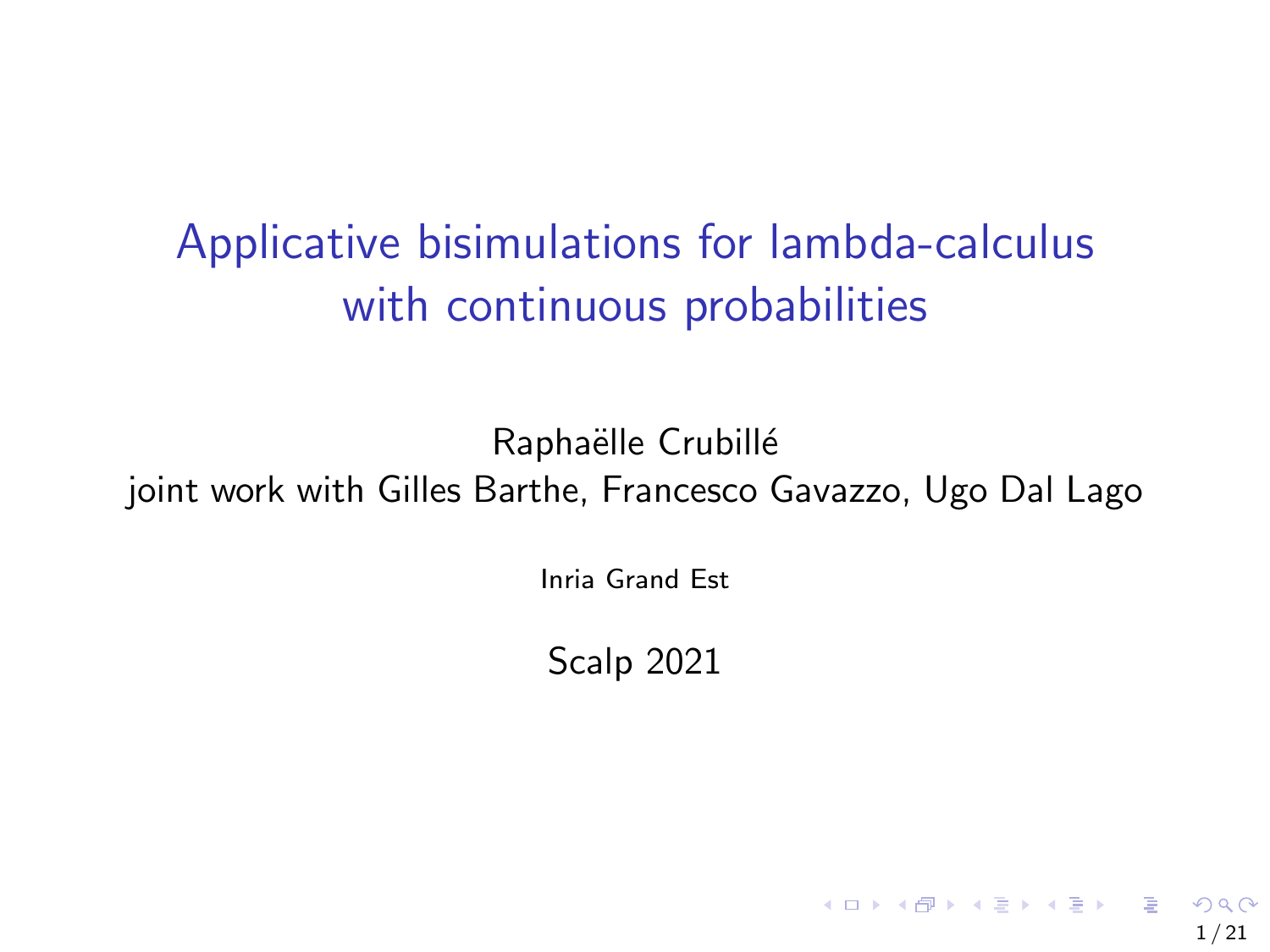# Applicative bisimulations for lambda-calculus with continuous probabilities

Raphaëlle Crubillé

joint work with Gilles Barthe, Francesco Gavazzo, Ugo Dal Lago

Inria Grand Est

Scalp 2021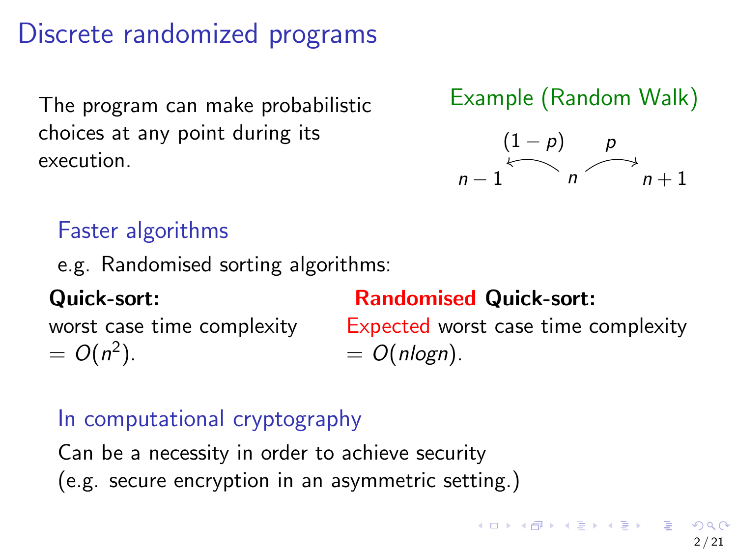# Discrete randomized programs

The program can make probabilistic choices at any point during its execution.

**Example (Random Walk)**

$n-1 \xleftarrow{(1-p)} n \xrightarrow{p} n+1$

## Faster algorithms

e.g. Randomised sorting algorithms:

**Quick-sort:**
worst case time complexity $= O(n^2)$.

**Randomised Quick-sort:**
Expected worst case time complexity $= O(nlogn)$.

## In computational cryptography

Can be a necessity in order to achieve security
(e.g. secure encryption in an asymmetric setting.)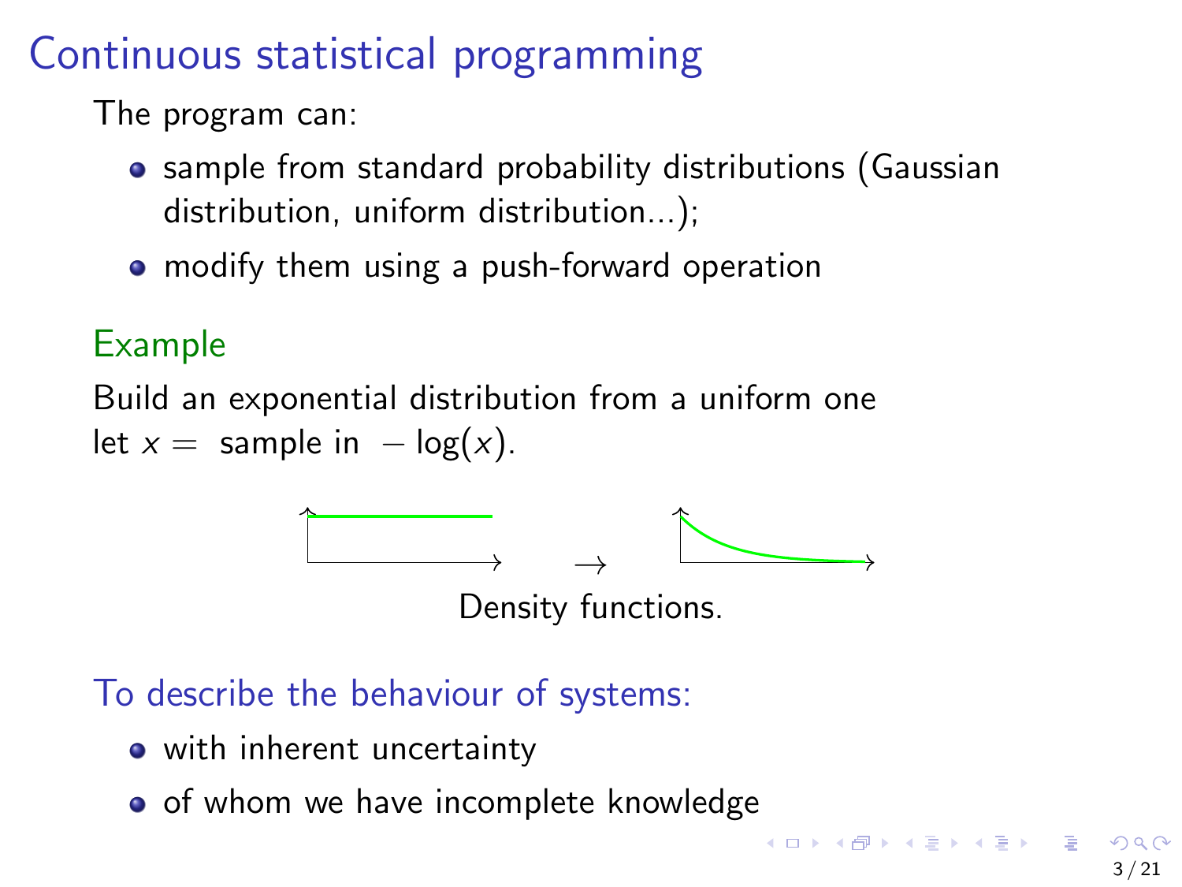# Continuous statistical programming

The program can:

- sample from standard probability distributions (Gaussian distribution, uniform distribution...);
- modify them using a push-forward operation

## Example

Build an exponential distribution from a uniform one
let $x =$ sample in $-\log(x)$.

Density functions.

## To describe the behaviour of systems:

- with inherent uncertainty
- of whom we have incomplete knowledge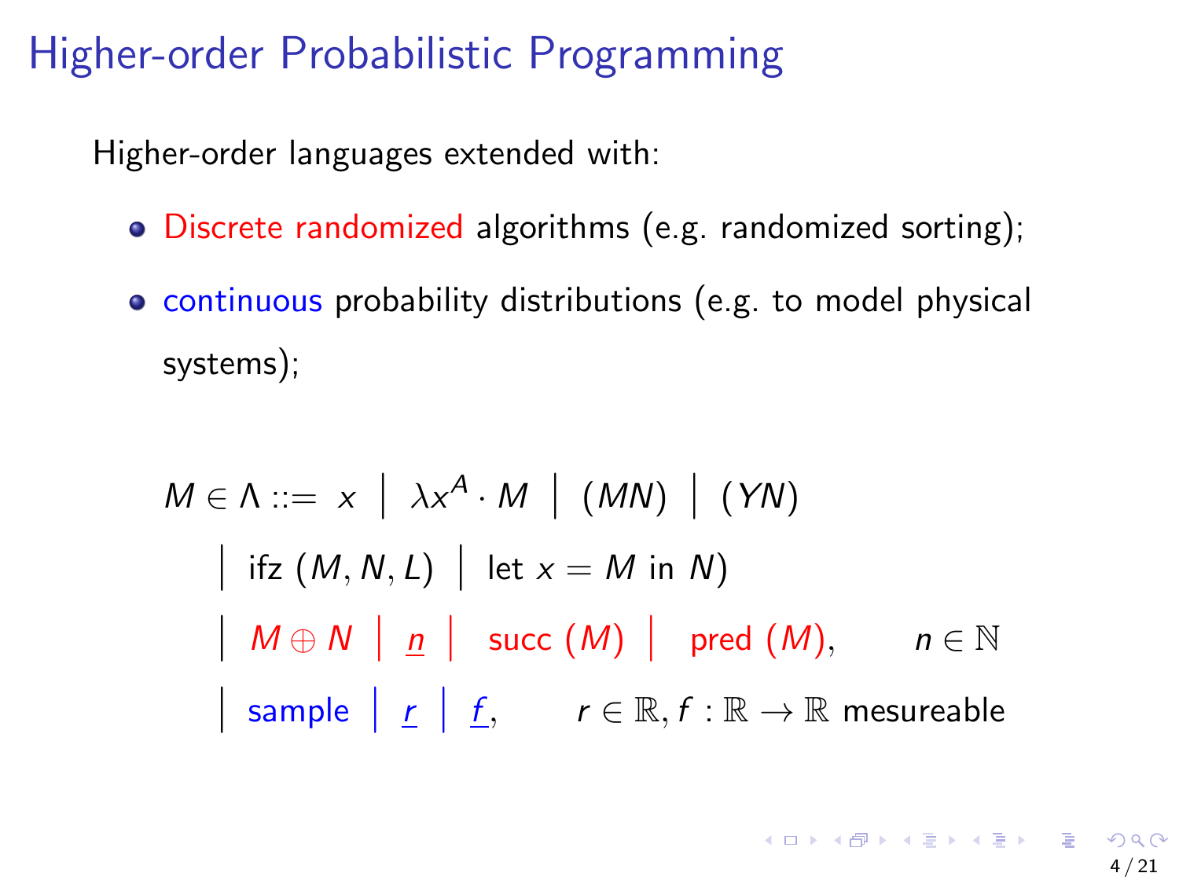# Higher-order Probabilistic Programming

Higher-order languages extended with:

- Discrete randomized algorithms (e.g. randomized sorting);
- continuous probability distributions (e.g. to model physical systems);

$$
\begin{aligned}
M \in \Lambda ::= \; & x \;\big|\; \lambda x^A \cdot M \;\big|\; (MN) \;\big|\; (YN) \\
& \big|\; \text{ifz}\,(M, N, L) \;\big|\; \text{let } x = M \text{ in } N) \\
& \big|\; M \oplus N \;\big|\; \underline{n} \;\big|\; \text{succ}\,(M) \;\big|\; \text{pred}\,(M), \qquad n \in \mathbb{N} \\
& \big|\; \text{sample} \;\big|\; \underline{r} \;\big|\; \underline{f}, \qquad r \in \mathbb{R}, f : \mathbb{R} \to \mathbb{R} \text{ mesureable}
\end{aligned}
$$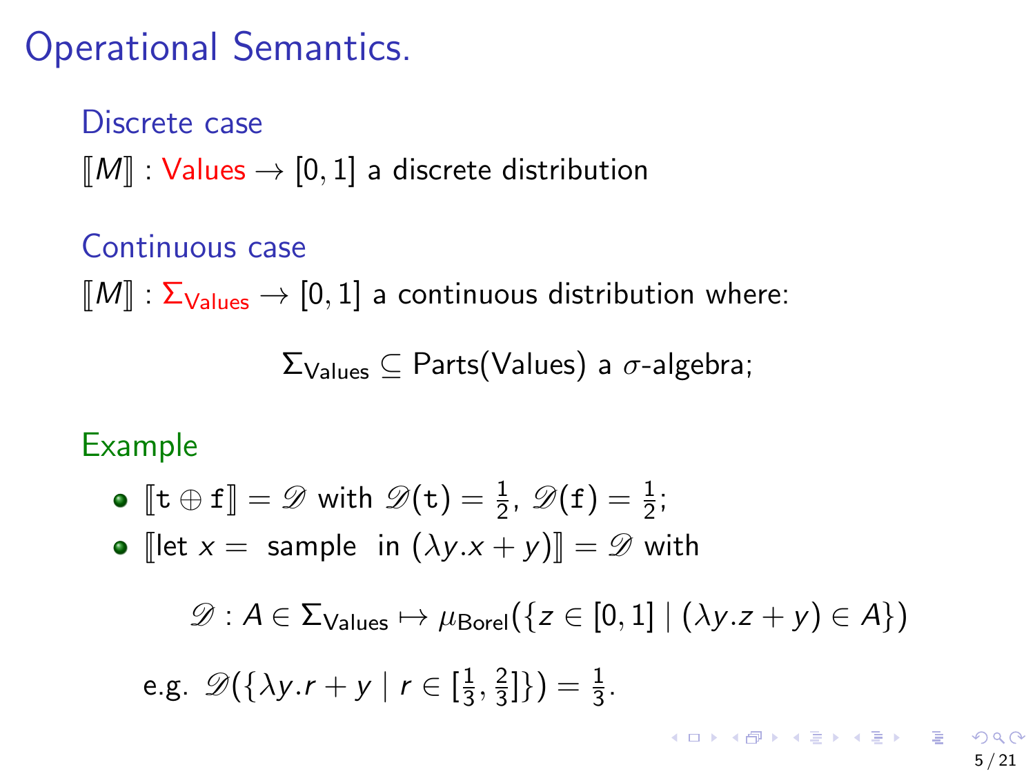# Operational Semantics.

### Discrete case

$[\![M]\!]$ : Values $\to [0,1]$ a discrete distribution

### Continuous case

$[\![M]\!] : \Sigma_{\text{Values}} \to [0,1]$ a continuous distribution where:

$$\Sigma_{\text{Values}} \subseteq \text{Parts}(\text{Values}) \text{ a } \sigma\text{-algebra;}$$

### Example

- $[\![\mathtt{t} \oplus \mathtt{f}]\!] = \mathscr{D}$ with $\mathscr{D}(\mathtt{t}) = \frac{1}{2}$, $\mathscr{D}(\mathtt{f}) = \frac{1}{2}$;
- $[\![\text{let } x = \text{ sample } \text{ in } (\lambda y.x + y)]\!] = \mathscr{D}$ with

$$\mathscr{D} : A \in \Sigma_{\text{Values}} \mapsto \mu_{\text{Borel}}(\{z \in [0,1] \mid (\lambda y.z + y) \in A\})$$

e.g. $\mathscr{D}(\{\lambda y.r + y \mid r \in [\frac{1}{3}, \frac{2}{3}]\}) = \frac{1}{3}$.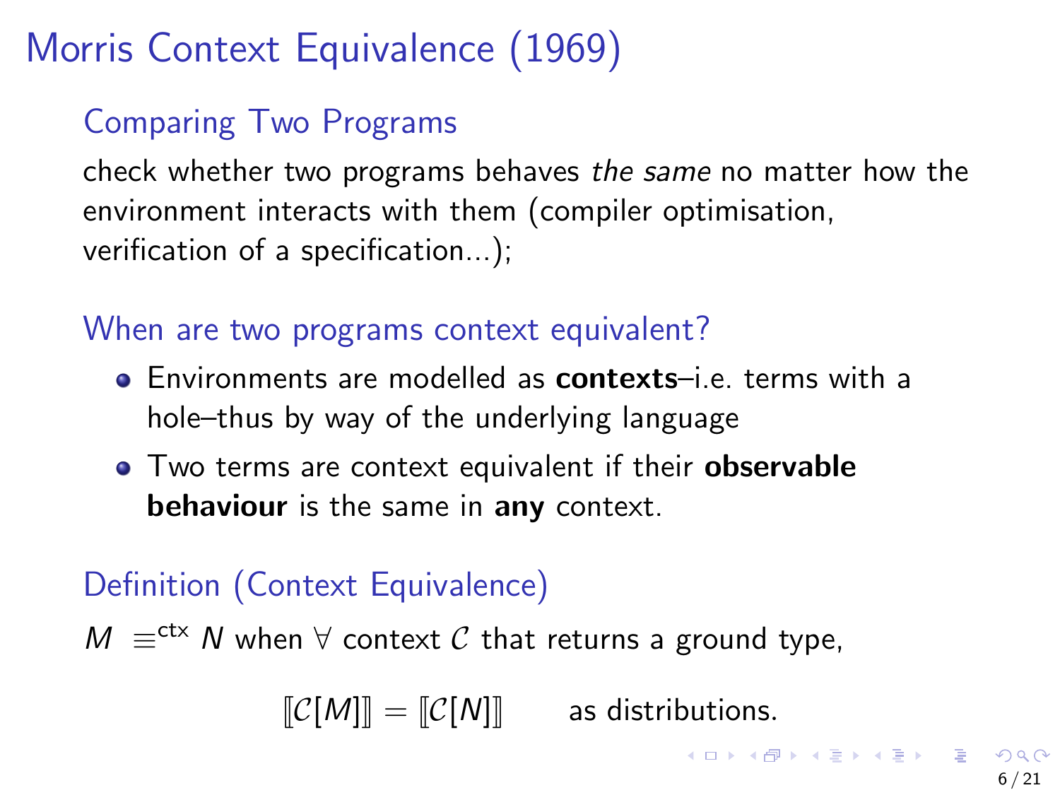# Morris Context Equivalence (1969)

## Comparing Two Programs

check whether two programs behaves *the same* no matter how the environment interacts with them (compiler optimisation, verification of a specification...);

## When are two programs context equivalent?

- Environments are modelled as **contexts**–i.e. terms with a hole–thus by way of the underlying language
- Two terms are context equivalent if their **observable behaviour** is the same in **any** context.

## Definition (Context Equivalence)

$M \equiv^{\text{ctx}} N$ when $\forall$ context $\mathcal{C}$ that returns a ground type,

$$[\![\mathcal{C}[M]]\!] = [\![\mathcal{C}[N]]\!] \qquad \text{as distributions.}$$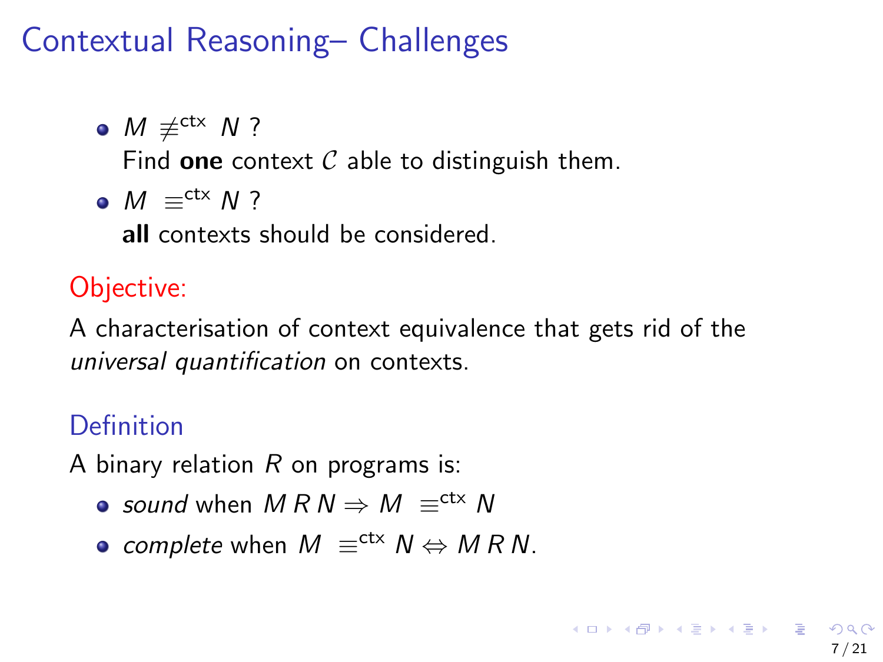# Contextual Reasoning– Challenges

- $M \not\equiv^{\text{ctx}} N$ ?
  Find **one** context $\mathcal{C}$ able to distinguish them.
- $M \equiv^{\text{ctx}} N$ ?
  **all** contexts should be considered.

Objective:

A characterisation of context equivalence that gets rid of the *universal quantification* on contexts.

### Definition

A binary relation $R$ on programs is:

- *sound* when $M \, R \, N \Rightarrow M \equiv^{\text{ctx}} N$
- *complete* when $M \equiv^{\text{ctx}} N \Leftrightarrow M \, R \, N$.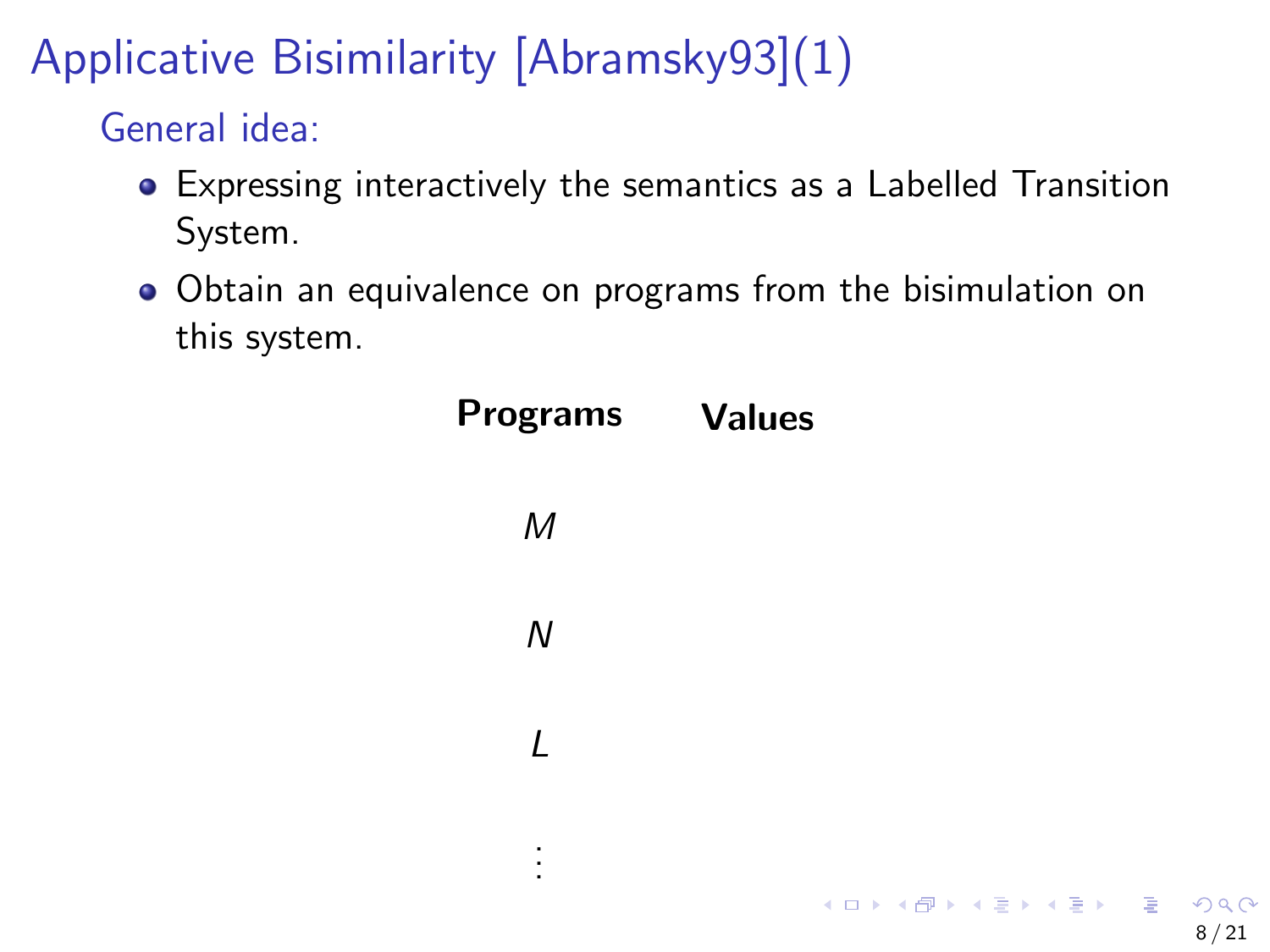# Applicative Bisimilarity [Abramsky93](1)

## General idea:

- Expressing interactively the semantics as a Labelled Transition System.
- Obtain an equivalence on programs from the bisimulation on this system.

| **Programs** | **Values** |
|---|---|
| $M$ | |
| $N$ | |
| $L$ | |
| $\vdots$ | |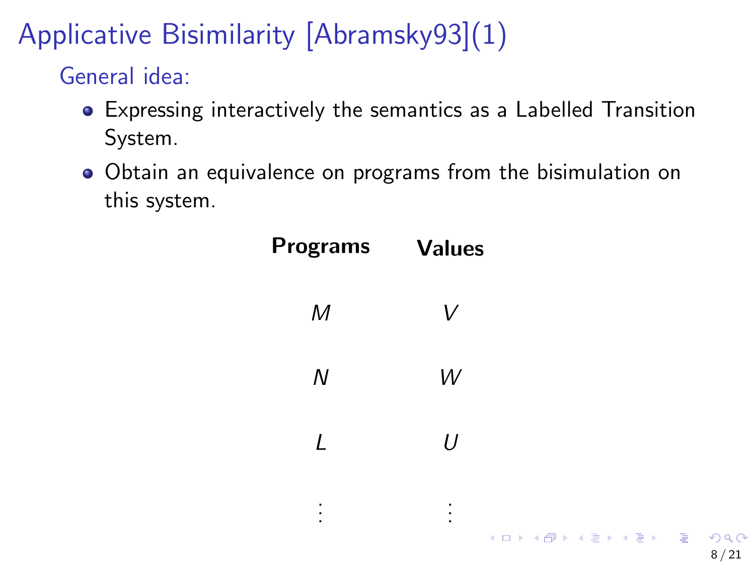# Applicative Bisimilarity [Abramsky93](1)

## General idea:

- Expressing interactively the semantics as a Labelled Transition System.
- Obtain an equivalence on programs from the bisimulation on this system.

| **Programs** | **Values** |
|---|---|
| $M$ | $V$ |
| $N$ | $W$ |
| $L$ | $U$ |
| $\vdots$ | $\vdots$ |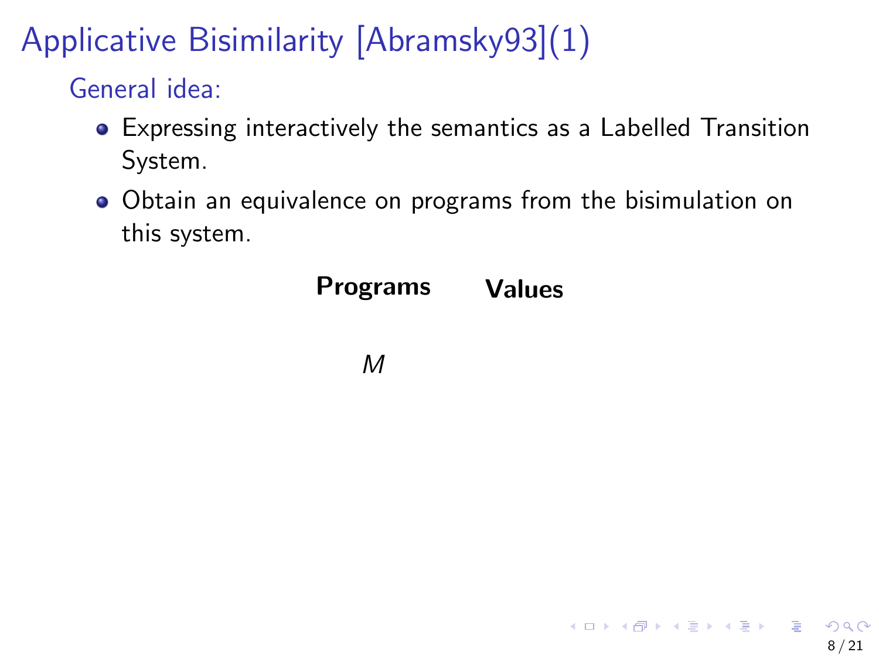# Applicative Bisimilarity [Abramsky93](1)

## General idea:

- Expressing interactively the semantics as a Labelled Transition System.
- Obtain an equivalence on programs from the bisimulation on this system.

**Programs** **Values**

$M$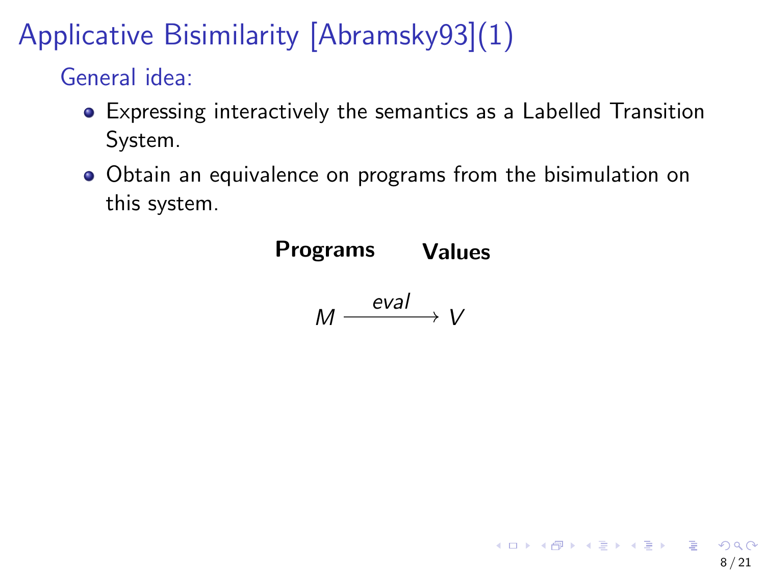# Applicative Bisimilarity [Abramsky93](1)

General idea:

- Expressing interactively the semantics as a Labelled Transition System.
- Obtain an equivalence on programs from the bisimulation on this system.

**Programs** **Values**

$$M \xrightarrow{eval} V$$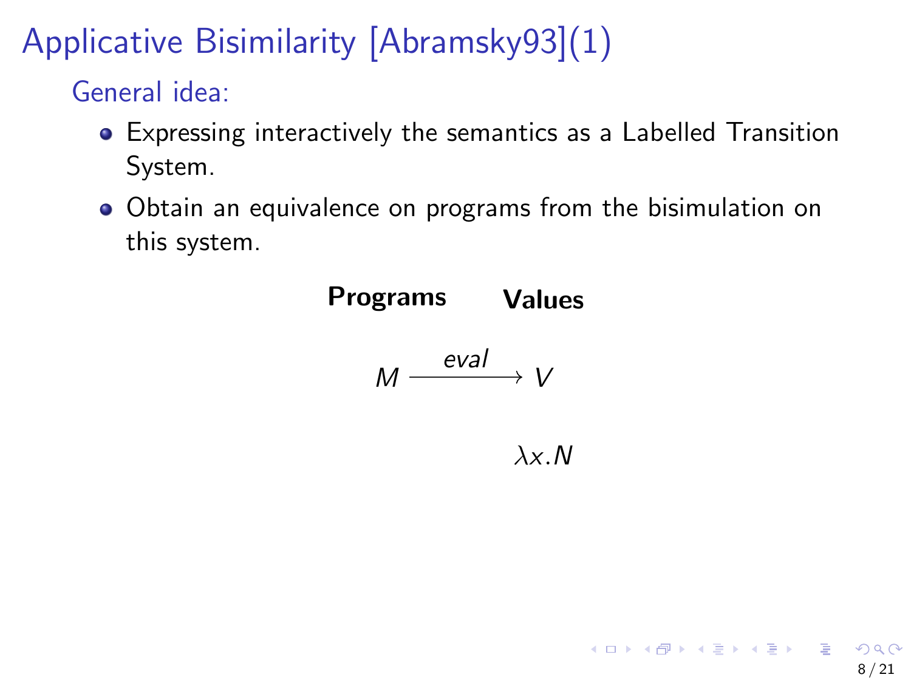# Applicative Bisimilarity [Abramsky93](1)

## General idea:

- Expressing interactively the semantics as a Labelled Transition System.
- Obtain an equivalence on programs from the bisimulation on this system.

**Programs** **Values**

$$M \xrightarrow{eval} V$$

$$\lambda x.N$$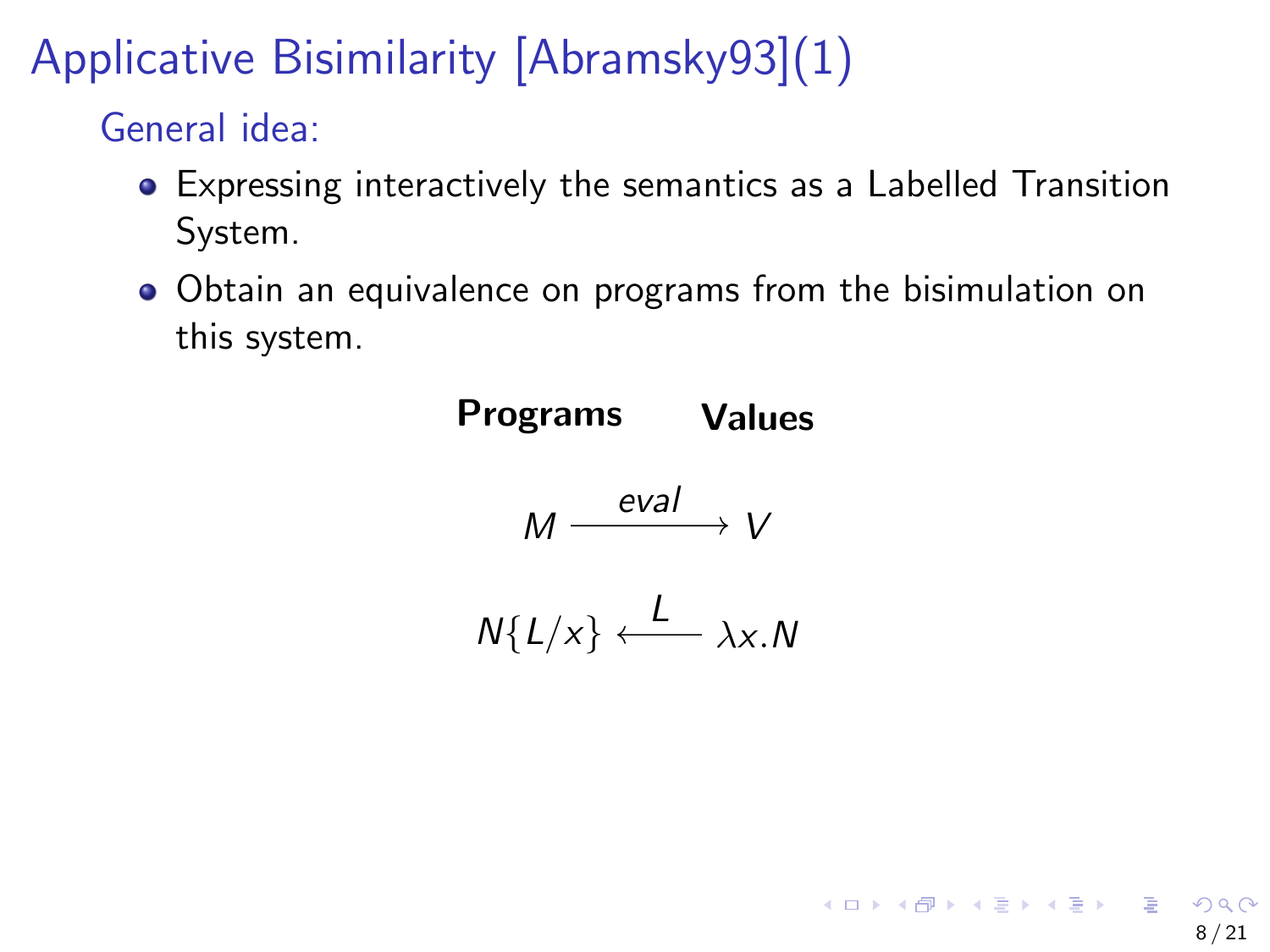# Applicative Bisimilarity [Abramsky93](1)

## General idea:

- Expressing interactively the semantics as a Labelled Transition System.
- Obtain an equivalence on programs from the bisimulation on this system.

**Programs** **Values**

$$M \xrightarrow{eval} V$$

$$N\{L/x\} \xleftarrow{L} \lambda x.N$$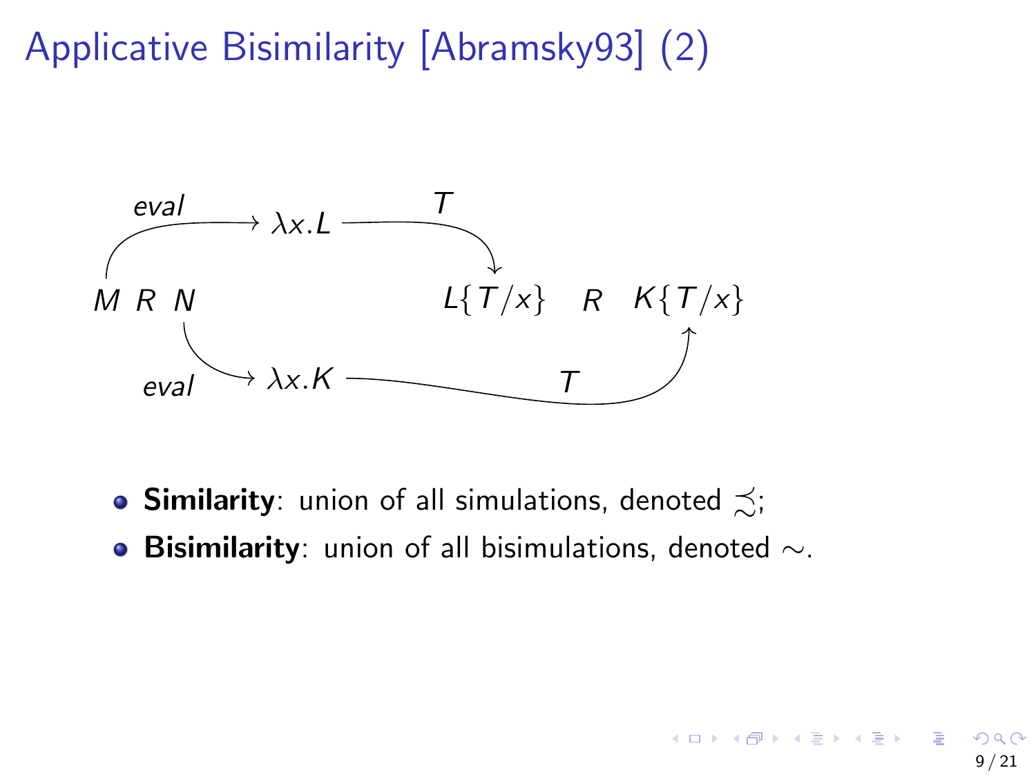# Applicative Bisimilarity [Abramsky93] (2)

$$M \; R \; N \qquad\qquad L\{T/x\} \quad R \quad K\{T/x\}$$

$M \xrightarrow{eval} \lambda x.L \xrightarrow{T} L\{T/x\}$

$N \xrightarrow{eval} \lambda x.K \xrightarrow{T} K\{T/x\}$

- **Similarity**: union of all simulations, denoted $\precsim$;
- **Bisimilarity**: union of all bisimulations, denoted $\sim$.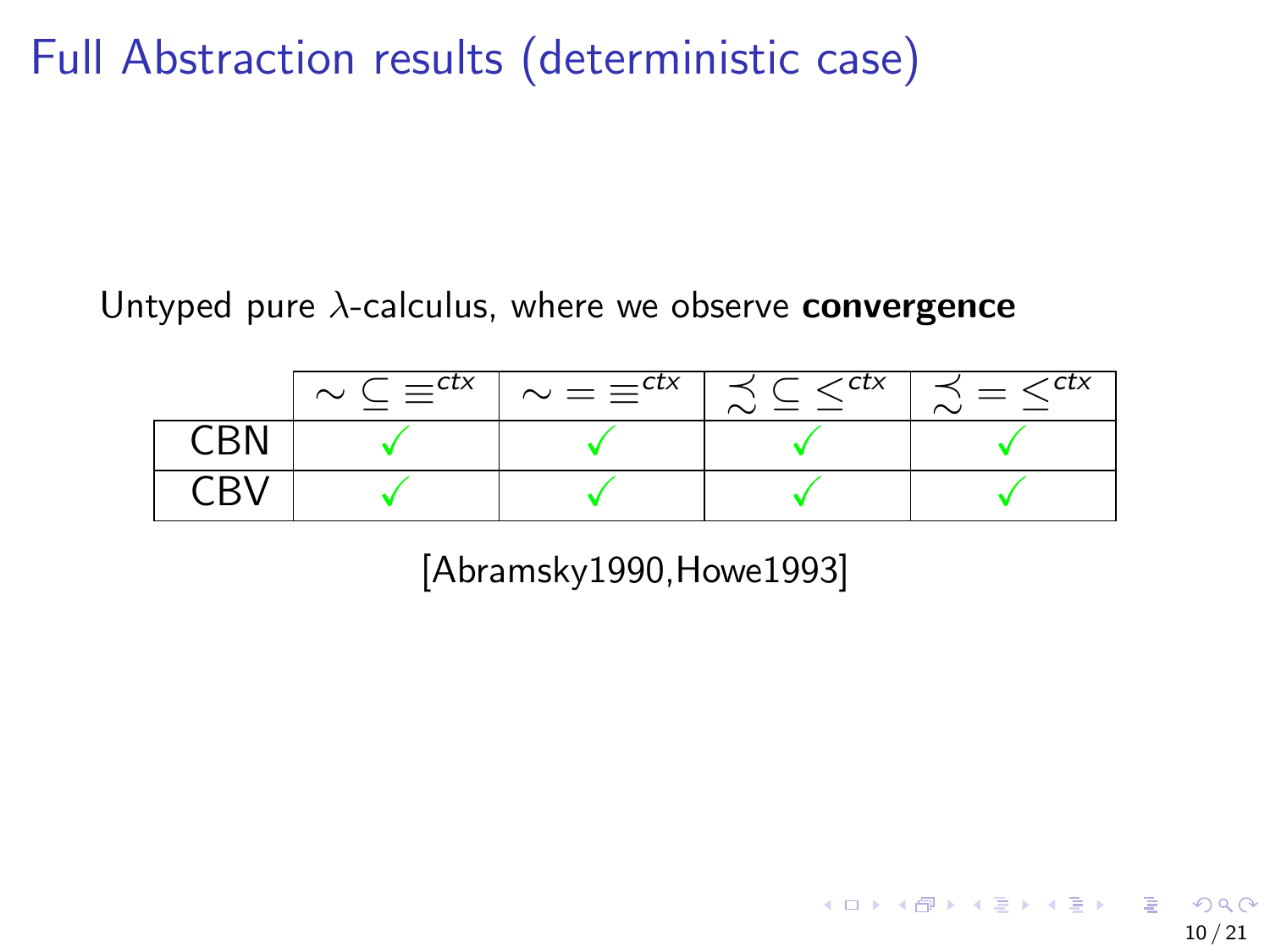# Full Abstraction results (deterministic case)

Untyped pure $\lambda$-calculus, where we observe **convergence**

| | $\sim \subseteq \equiv^{ctx}$ | $\sim = \equiv^{ctx}$ | $\precsim \subseteq \leq^{ctx}$ | $\precsim = \leq^{ctx}$ |
|---|---|---|---|---|
| CBN | ✓ | ✓ | ✓ | ✓ |
| CBV | ✓ | ✓ | ✓ | ✓ |

[Abramsky1990,Howe1993]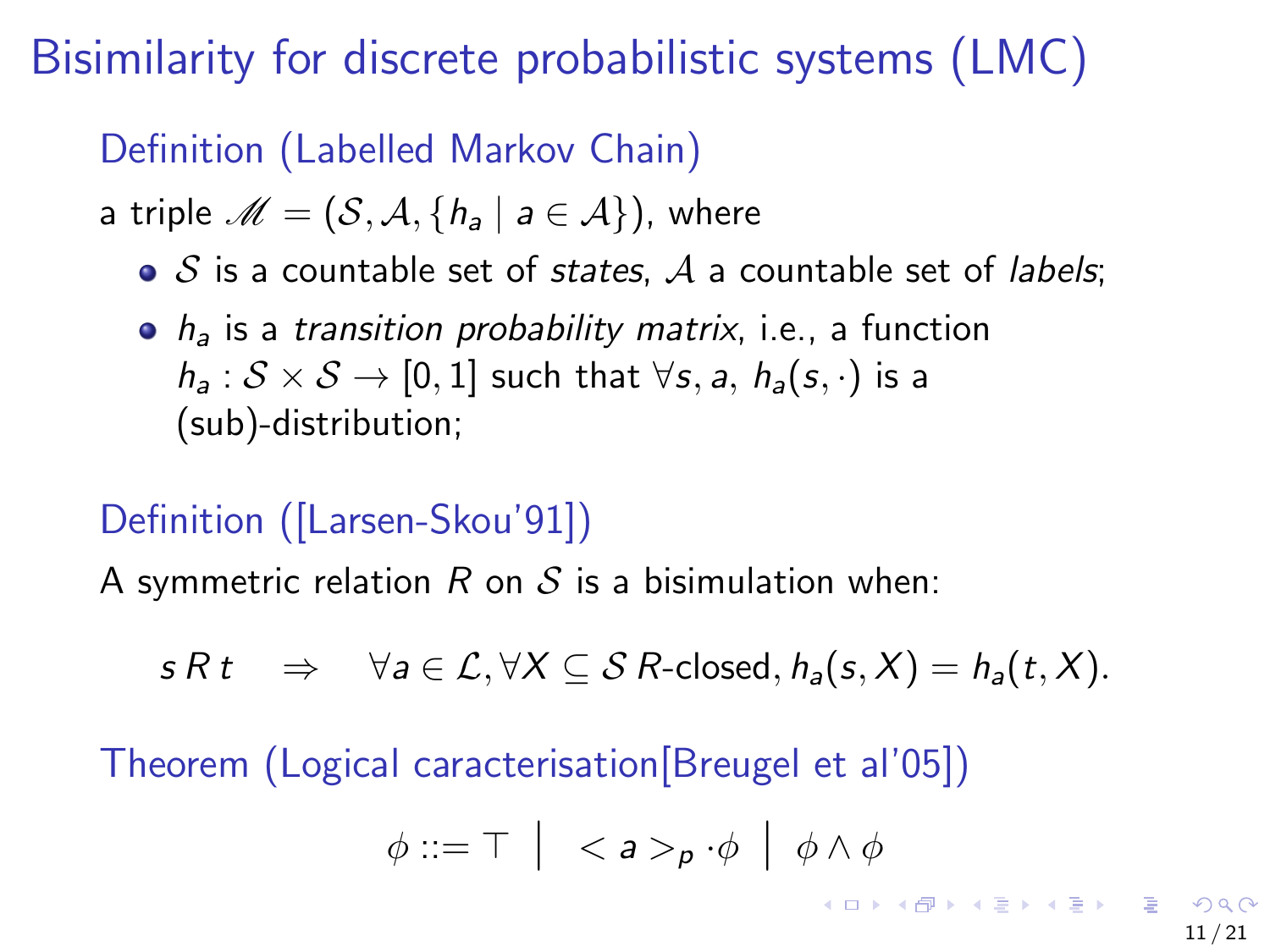# Bisimilarity for discrete probabilistic systems (LMC)

## Definition (Labelled Markov Chain)

a triple $\mathscr{M} = (\mathcal{S}, \mathcal{A}, \{h_a \mid a \in \mathcal{A}\})$, where

- $\mathcal{S}$ is a countable set of *states*, $\mathcal{A}$ a countable set of *labels*;
- $h_a$ is a *transition probability matrix*, i.e., a function $h_a : \mathcal{S} \times \mathcal{S} \to [0,1]$ such that $\forall s, a$, $h_a(s, \cdot)$ is a (sub)-distribution;

## Definition ([Larsen-Skou'91])

A symmetric relation $R$ on $\mathcal{S}$ is a bisimulation when:

$$s \, R \, t \quad \Rightarrow \quad \forall a \in \mathcal{L}, \forall X \subseteq \mathcal{S} \; R\text{-closed}, h_a(s, X) = h_a(t, X).$$

## Theorem (Logical caracterisation[Breugel et al'05])

$$\phi ::= \top \;\middle|\; < a >_p \cdot \phi \;\middle|\; \phi \wedge \phi$$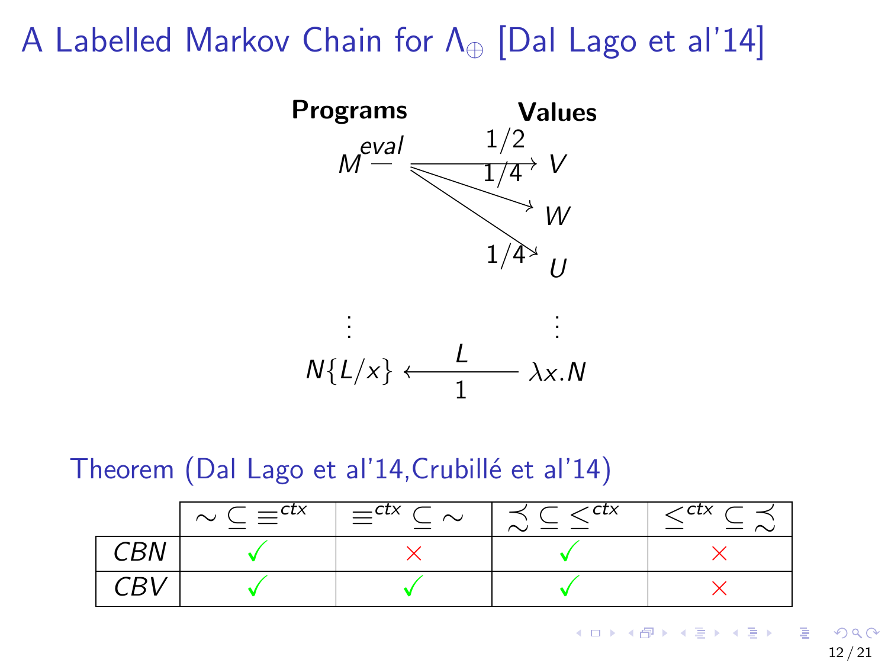# A Labelled Markov Chain for $\Lambda_{\oplus}$ [Dal Lago et al'14]

**Programs** **Values**

$$M \xrightarrow{eval} V \;(1/2),\quad M \xrightarrow{eval} W \;(1/4),\quad M \xrightarrow{eval} U \;(1/4)$$

$\vdots$ $\vdots$

$$N\{L/x\} \xleftarrow[1]{L} \lambda x.N$$

Theorem (Dal Lago et al'14,Crubillé et al'14)

| | $\sim \subseteq \equiv^{ctx}$ | $\equiv^{ctx} \subseteq \sim$ | $\precsim \subseteq \leq^{ctx}$ | $\leq^{ctx} \subseteq \precsim$ |
|---|---|---|---|---|
| *CBN* | ✓ | × | ✓ | × |
| *CBV* | ✓ | ✓ | ✓ | × |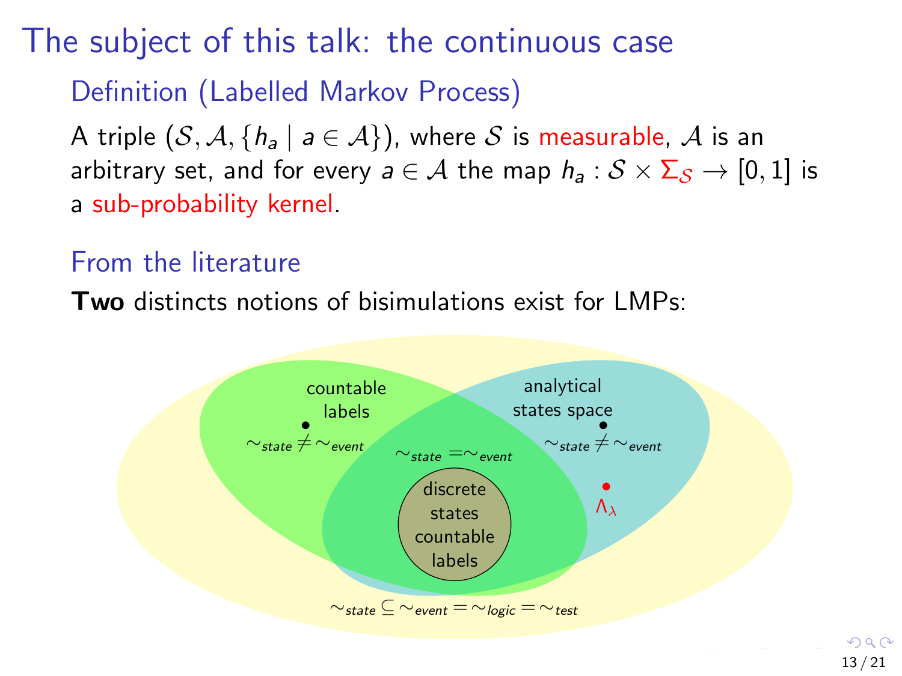# The subject of this talk: the continuous case

## Definition (Labelled Markov Process)

A triple $(\mathcal{S}, \mathcal{A}, \{h_a \mid a \in \mathcal{A}\})$, where $\mathcal{S}$ is measurable, $\mathcal{A}$ is an arbitrary set, and for every $a \in \mathcal{A}$ the map $h_a : \mathcal{S} \times \Sigma_{\mathcal{S}} \to [0, 1]$ is a sub-probability kernel.

## From the literature

**Two** distincts notions of bisimulations exist for LMPs:

countable labels

$\sim_{state} \neq \sim_{event}$

analytical states space

$\sim_{state} \neq \sim_{event}$

$\sim_{state} = \sim_{event}$

discrete states countable labels

$\Lambda_\lambda$

$\sim_{state} \subseteq \sim_{event} = \sim_{logic} = \sim_{test}$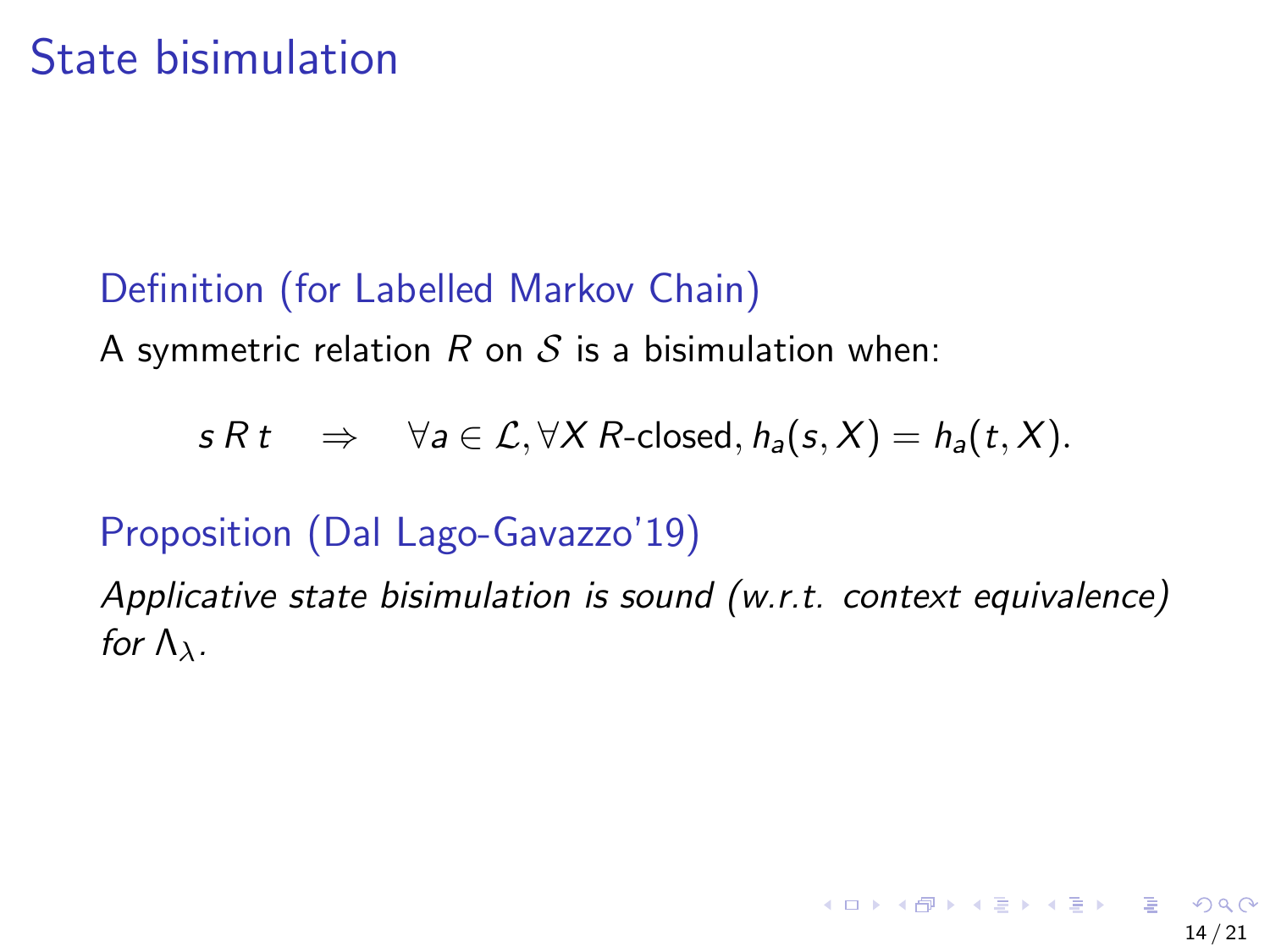# State bisimulation

### Definition (for Labelled Markov Chain)

A symmetric relation $R$ on $\mathcal{S}$ is a bisimulation when:

$$s \, R \, t \quad \Rightarrow \quad \forall a \in \mathcal{L}, \forall X \; R\text{-closed}, h_a(s, X) = h_a(t, X).$$

### Proposition (Dal Lago-Gavazzo'19)

*Applicative state bisimulation is sound (w.r.t. context equivalence) for $\Lambda_\lambda$.*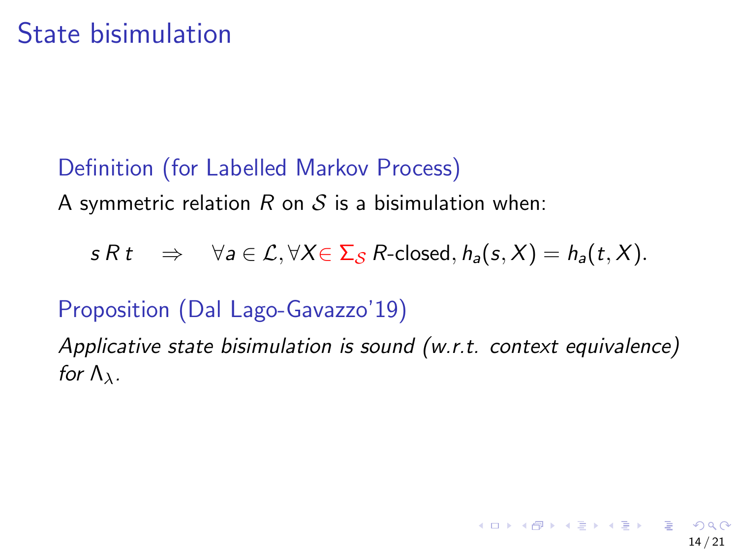# State bisimulation

**Definition (for Labelled Markov Process)**

A symmetric relation $R$ on $\mathcal{S}$ is a bisimulation when:

$$s \, R \, t \quad \Rightarrow \quad \forall a \in \mathcal{L}, \forall X \in \Sigma_{\mathcal{S}} \text{ } R\text{-closed}, h_a(s, X) = h_a(t, X).$$

**Proposition (Dal Lago-Gavazzo'19)**

*Applicative state bisimulation is sound (w.r.t. context equivalence) for $\Lambda_\lambda$.*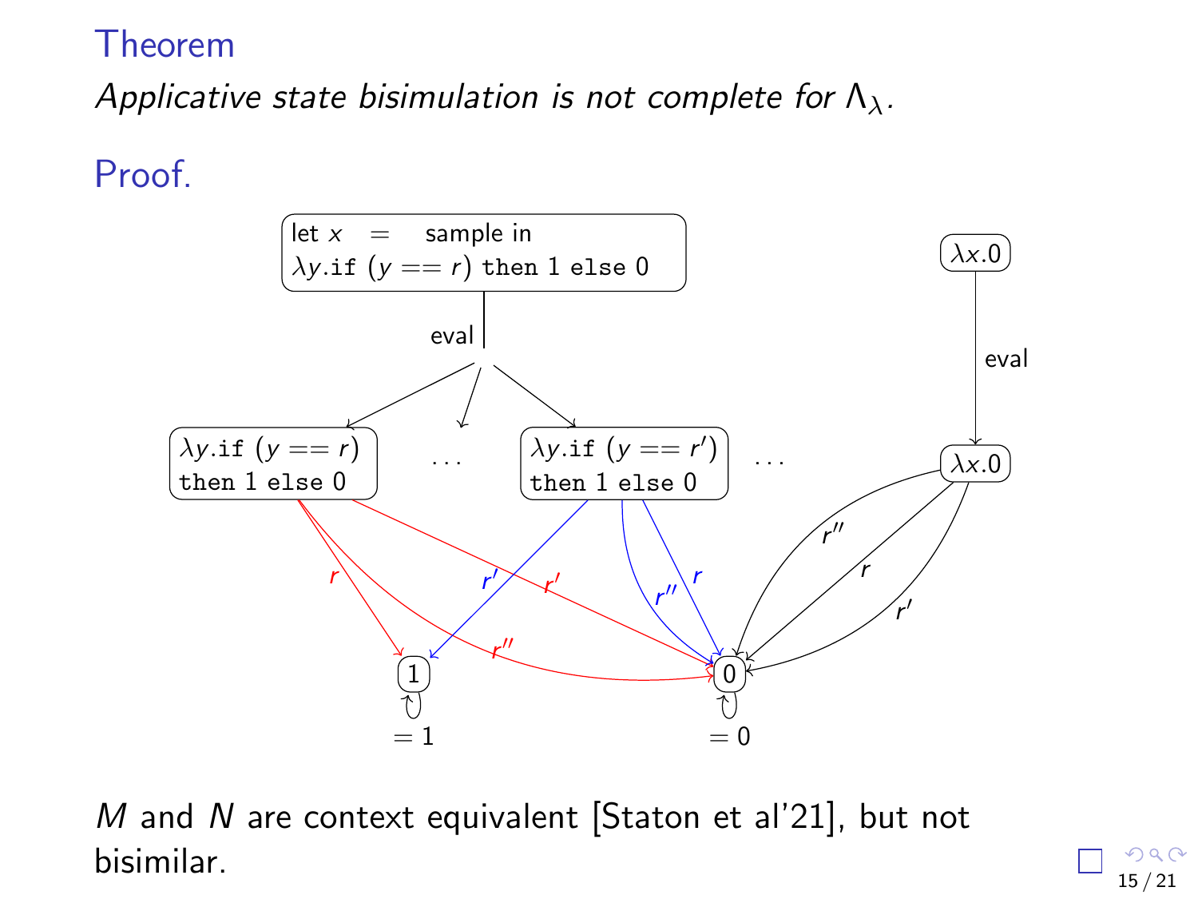## Theorem

*Applicative state bisimulation is not complete for $\Lambda_\lambda$.*

## Proof.

let $x$ = sample in $\lambda y.$if $(y == r)$ then 1 else 0

$\lambda x.0$

eval

$\lambda y.$if $(y == r)$ then 1 else 0 . . . $\lambda y.$if $(y == r')$ then 1 else 0 . . . $\lambda x.0$

$r$, $r'$, $r''$

1 $= 1$

0 $= 0$

$M$ and $N$ are context equivalent [Staton et al'21], but not bisimilar.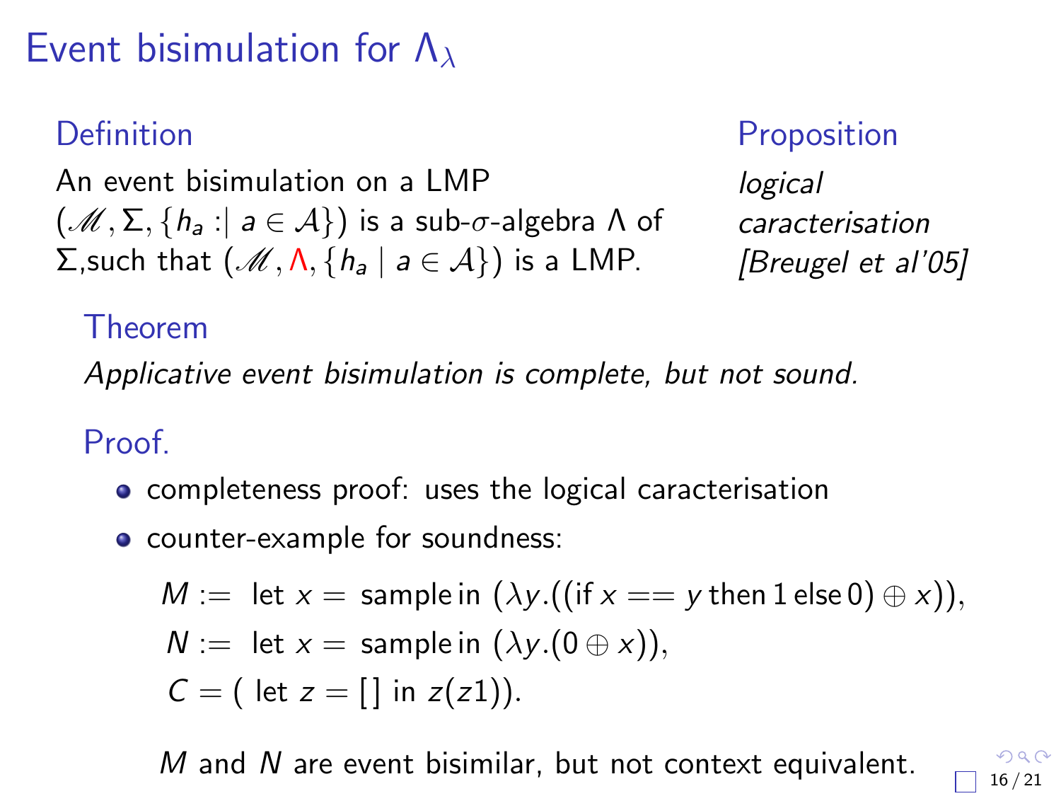# Event bisimulation for $\Lambda_\lambda$

### Definition

An event bisimulation on a LMP $(\mathscr{M}, \Sigma, \{h_a :| a \in \mathcal{A}\})$ is a sub-$\sigma$-algebra $\Lambda$ of $\Sigma$,such that $(\mathscr{M}, \Lambda, \{h_a \mid a \in \mathcal{A}\})$ is a LMP.

### Proposition

*logical caracterisation [Breugel et al'05]*

### Theorem

*Applicative event bisimulation is complete, but not sound.*

### Proof.

- completeness proof: uses the logical caracterisation
- counter-example for soundness:

$$M := \text{ let } x = \text{ sample in } (\lambda y.((\text{if } x == y \text{ then } 1 \text{ else } 0) \oplus x)),$$
$$N := \text{ let } x = \text{ sample in } (\lambda y.(0 \oplus x)),$$
$$C = (\text{ let } z = [\,] \text{ in } z(z1)).$$

$M$ and $N$ are event bisimilar, but not context equivalent.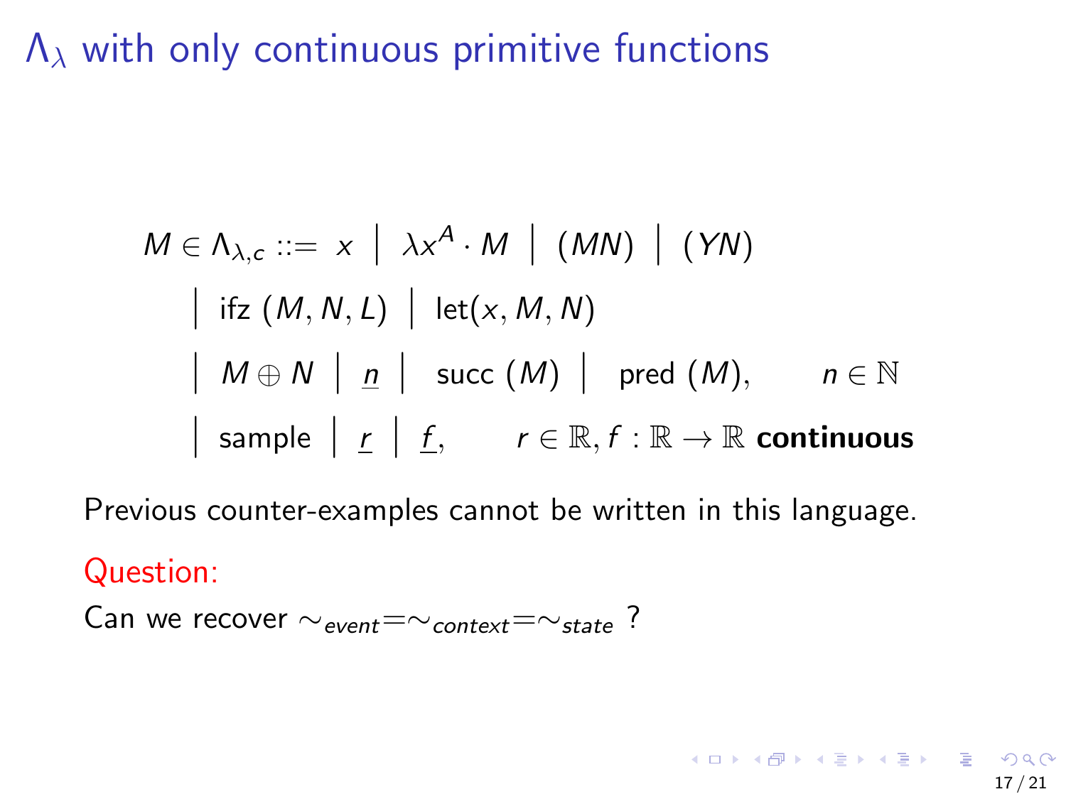# $\Lambda_\lambda$ with only continuous primitive functions

$$
\begin{aligned}
M \in \Lambda_{\lambda,c} ::= \; & x \;\big|\; \lambda x^{A} \cdot M \;\big|\; (MN) \;\big|\; (YN) \\
& \big|\; \text{ifz}\,(M, N, L) \;\big|\; \text{let}(x, M, N) \\
& \big|\; M \oplus N \;\big|\; \underline{n} \;\big|\; \text{succ}\,(M) \;\big|\; \text{pred}\,(M), \qquad n \in \mathbb{N} \\
& \big|\; \text{sample} \;\big|\; \underline{r} \;\big|\; \underline{f}, \qquad r \in \mathbb{R}, f : \mathbb{R} \to \mathbb{R} \textbf{ continuous}
\end{aligned}
$$

Previous counter-examples cannot be written in this language.

Question:

Can we recover $\sim_{event} = \sim_{context} = \sim_{state}$ ?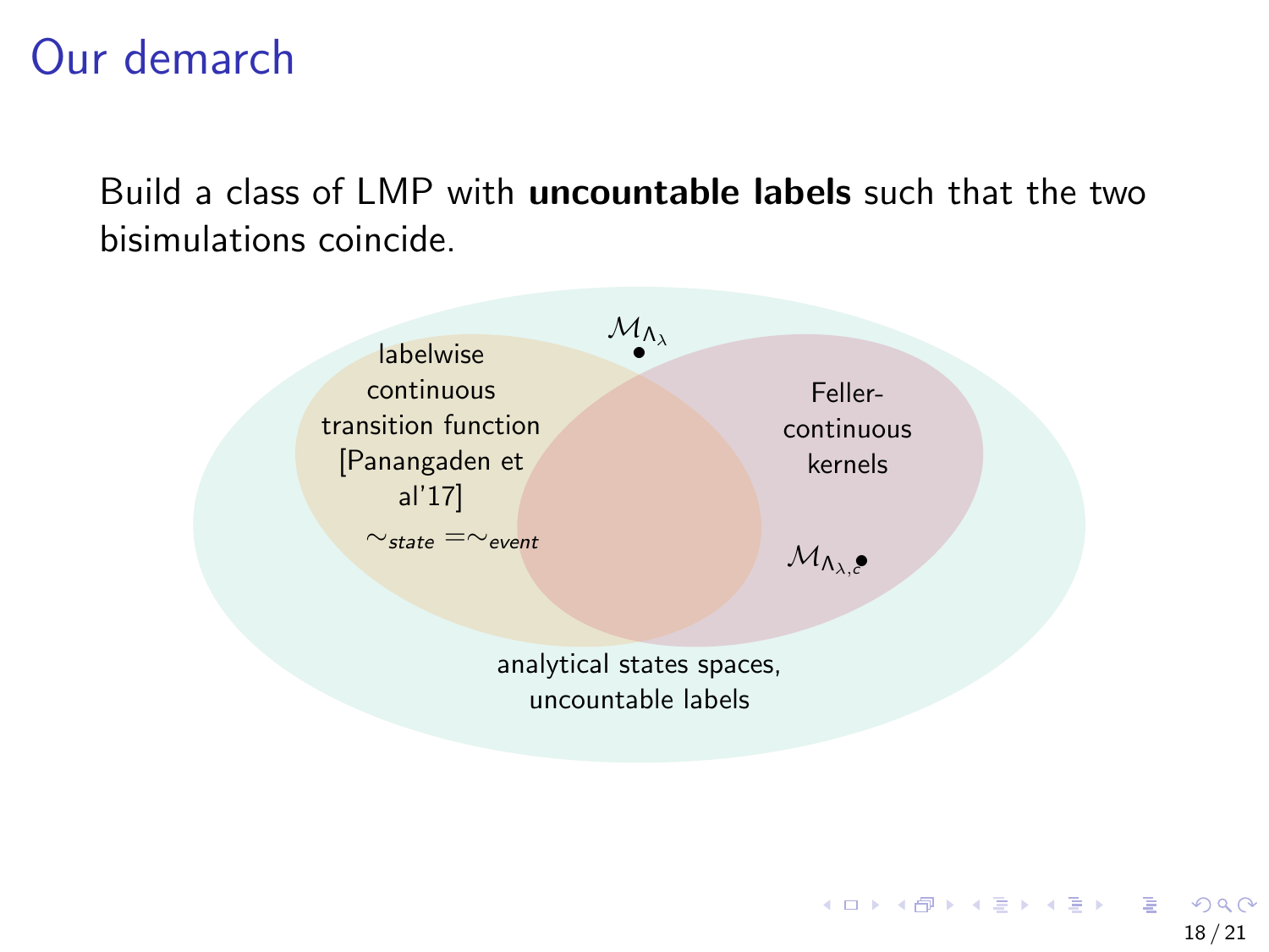# Our demarch

Build a class of LMP with **uncountable labels** such that the two bisimulations coincide.

$\mathcal{M}_{\Lambda_\lambda}$

labelwise continuous transition function [Panangaden et al'17]

$\sim_{state} = \sim_{event}$

Feller-continuous kernels

$\mathcal{M}_{\Lambda_{\lambda,c}}$

analytical states spaces, uncountable labels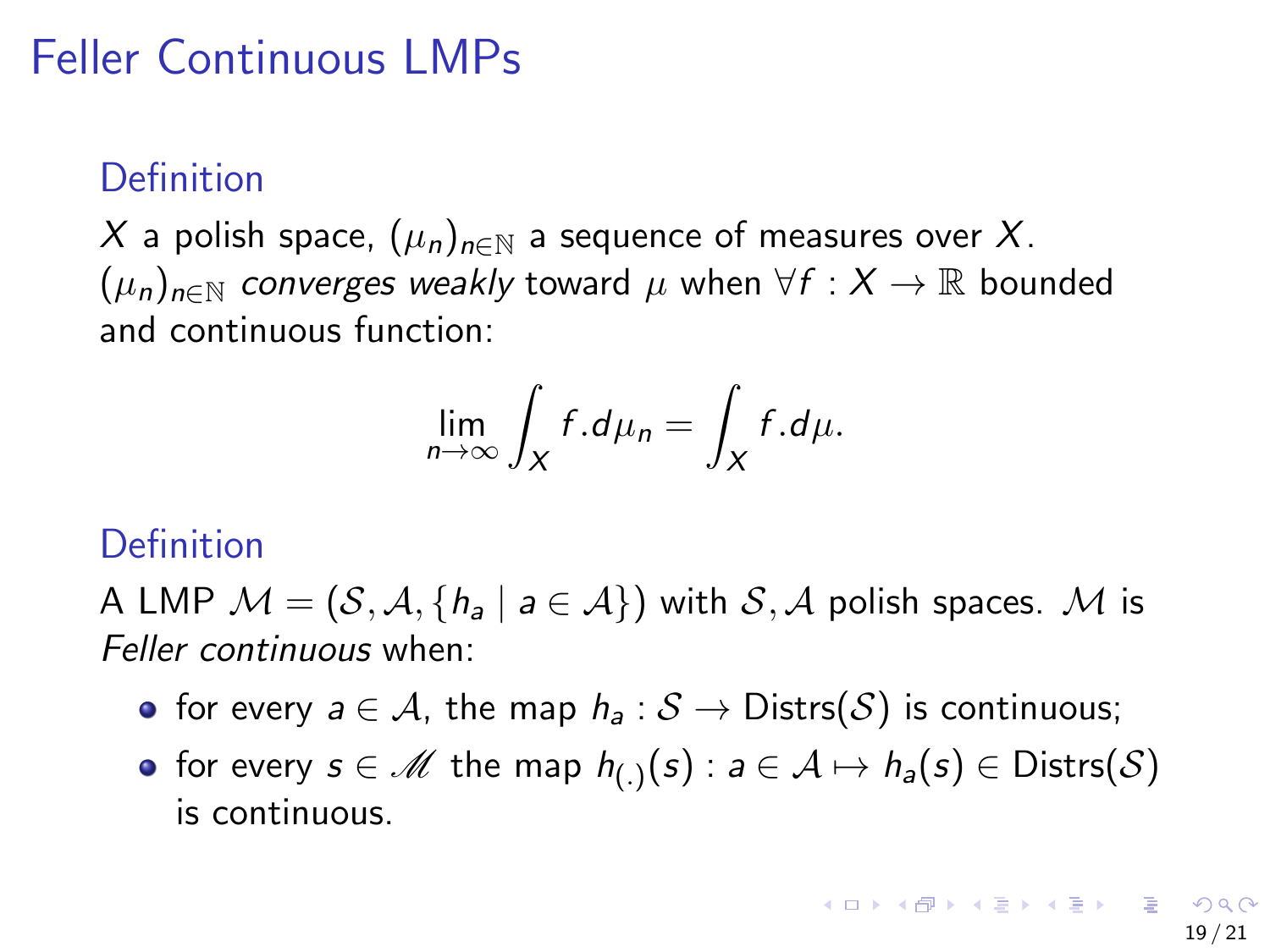# Feller Continuous LMPs

### Definition

$X$ a polish space, $(\mu_n)_{n\in\mathbb{N}}$ a sequence of measures over $X$. $(\mu_n)_{n\in\mathbb{N}}$ *converges weakly* toward $\mu$ when $\forall f : X \to \mathbb{R}$ bounded and continuous function:

$$\lim_{n\to\infty} \int_X f.d\mu_n = \int_X f.d\mu.$$

### Definition

A LMP $\mathcal{M} = (\mathcal{S}, \mathcal{A}, \{h_a \mid a \in \mathcal{A}\})$ with $\mathcal{S}, \mathcal{A}$ polish spaces. $\mathcal{M}$ is *Feller continuous* when:

- for every $a \in \mathcal{A}$, the map $h_a : \mathcal{S} \to \mathrm{Distrs}(\mathcal{S})$ is continuous;
- for every $s \in \mathscr{M}$ the map $h_{(.)}(s) : a \in \mathcal{A} \mapsto h_a(s) \in \mathrm{Distrs}(\mathcal{S})$ is continuous.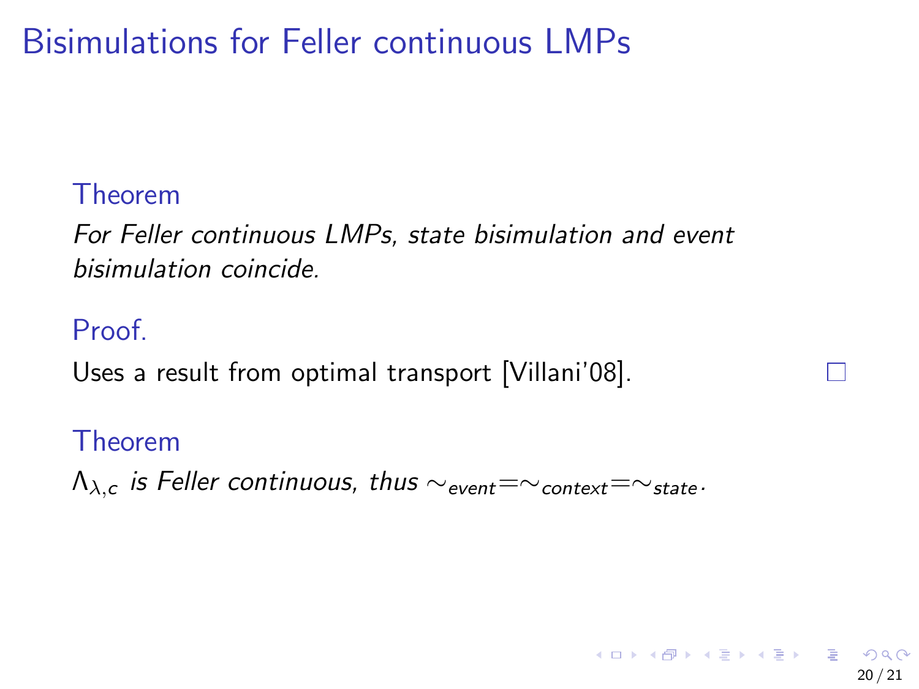# Bisimulations for Feller continuous LMPs

**Theorem**

*For Feller continuous LMPs, state bisimulation and event bisimulation coincide.*

**Proof.**

Uses a result from optimal transport [Villani'08]. □

**Theorem**

$\Lambda_{\lambda,c}$ *is Feller continuous, thus* $\sim_{event} = \sim_{context} = \sim_{state}$.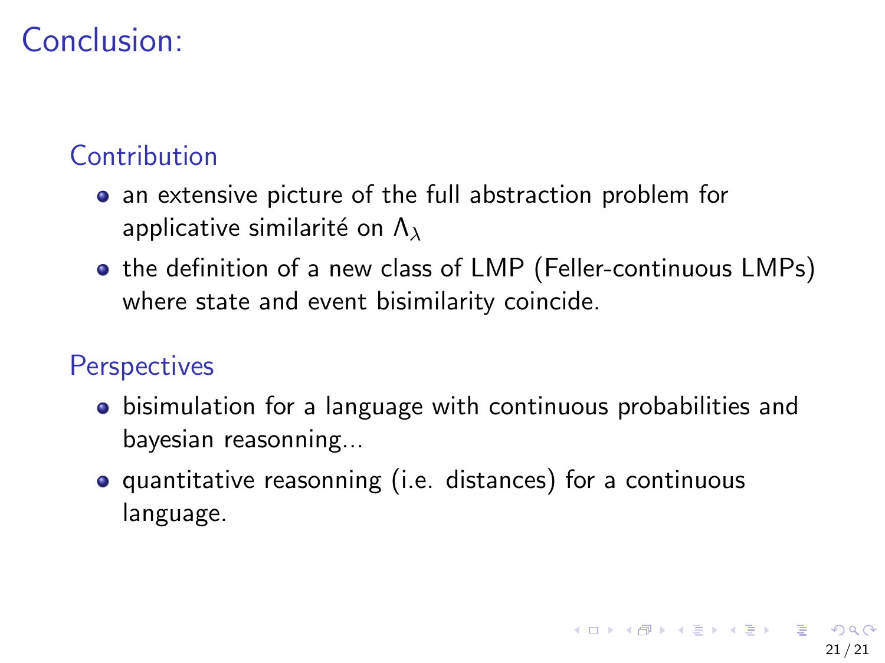# Conclusion:

## Contribution

- an extensive picture of the full abstraction problem for applicative similarité on $\Lambda_\lambda$
- the definition of a new class of LMP (Feller-continuous LMPs) where state and event bisimilarity coincide.

## Perspectives

- bisimulation for a language with continuous probabilities and bayesian reasonning...
- quantitative reasonning (i.e. distances) for a continuous language.